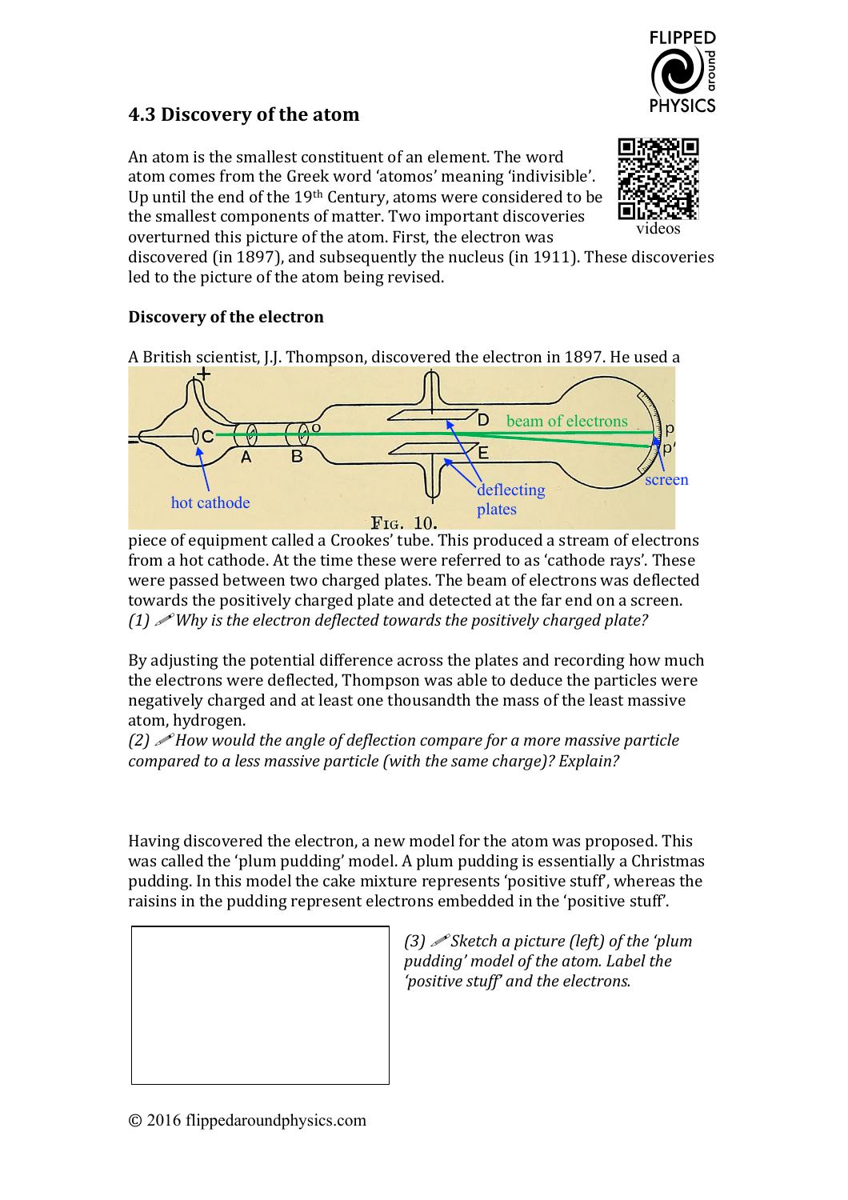## 4.3 Discovery of the atom

An atom is the smallest constituent of an element. The word atom comes from the Greek word 'atomos' meaning 'indivisible'. Up until the end of the 19th Century, atoms were considered to be the smallest components of matter. Two important discoveries overturned this picture of the atom. First, the electron was discovered (in 1897), and subsequently the nucleus (in 1911). These discoveries led to the picture of the atom being revised.

videos

### Discovery of the electron

A British scientist, J.J. Thompson, discovered the electron in 1897. He used a piece of equipment called a Crookes' tube. This produced a stream of electrons from a hot cathode. At the time these were referred to as 'cathode rays'. These were passed between two charged plates. The beam of electrons was deflected towards the positively charged plate and detected at the far end on a screen.

*(1) ✎ Why is the electron deflected towards the positively charged plate?*

By adjusting the potential difference across the plates and recording how much the electrons were deflected, Thompson was able to deduce the particles were negatively charged and at least one thousandth the mass of the least massive atom, hydrogen.

*(2) ✎ How would the angle of deflection compare for a more massive particle compared to a less massive particle (with the same charge)? Explain?*

Having discovered the electron, a new model for the atom was proposed. This was called the 'plum pudding' model. A plum pudding is essentially a Christmas pudding. In this model the cake mixture represents 'positive stuff', whereas the raisins in the pudding represent electrons embedded in the 'positive stuff'.

*(3) ✎ Sketch a picture (left) of the 'plum pudding' model of the atom. Label the 'positive stuff' and the electrons.*

© 2016 flippedaroundphysics.com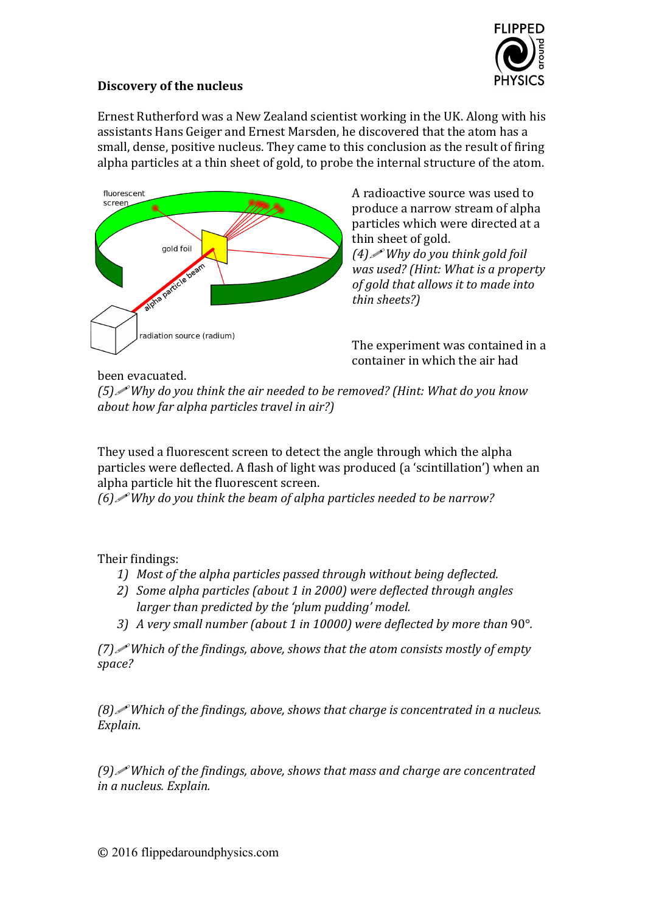### Discovery of the nucleus

Ernest Rutherford was a New Zealand scientist working in the UK. Along with his assistants Hans Geiger and Ernest Marsden, he discovered that the atom has a small, dense, positive nucleus. They came to this conclusion as the result of firing alpha particles at a thin sheet of gold, to probe the internal structure of the atom.

A radioactive source was used to produce a narrow stream of alpha particles which were directed at a thin sheet of gold.

*(4)✏ Why do you think gold foil was used? (Hint: What is a property of gold that allows it to made into thin sheets?)*

The experiment was contained in a container in which the air had been evacuated.

*(5)✏ Why do you think the air needed to be removed? (Hint: What do you know about how far alpha particles travel in air?)*

They used a fluorescent screen to detect the angle through which the alpha particles were deflected. A flash of light was produced (a 'scintillation') when an alpha particle hit the fluorescent screen.

*(6)✏ Why do you think the beam of alpha particles needed to be narrow?*

Their findings:

1) *Most of the alpha particles passed through without being deflected.*
2) *Some alpha particles (about 1 in 2000) were deflected through angles larger than predicted by the 'plum pudding' model.*
3) *A very small number (about 1 in 10000) were deflected by more than* 90°.

*(7)✏ Which of the findings, above, shows that the atom consists mostly of empty space?*

*(8)✏ Which of the findings, above, shows that charge is concentrated in a nucleus. Explain.*

*(9)✏ Which of the findings, above, shows that mass and charge are concentrated in a nucleus. Explain.*

© 2016 flippedaroundphysics.com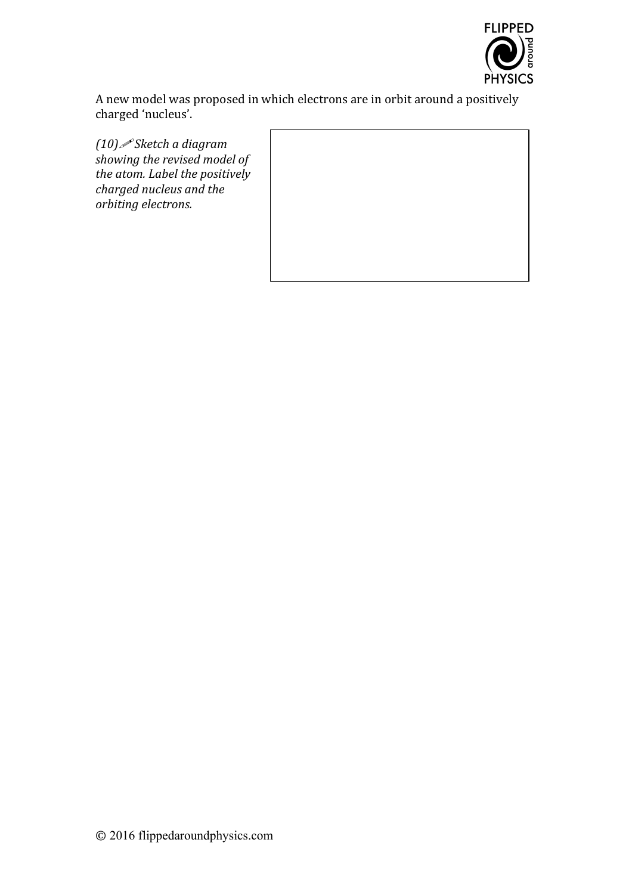A new model was proposed in which electrons are in orbit around a positively charged 'nucleus'.

*(10)✏ Sketch a diagram showing the revised model of the atom. Label the positively charged nucleus and the orbiting electrons.*